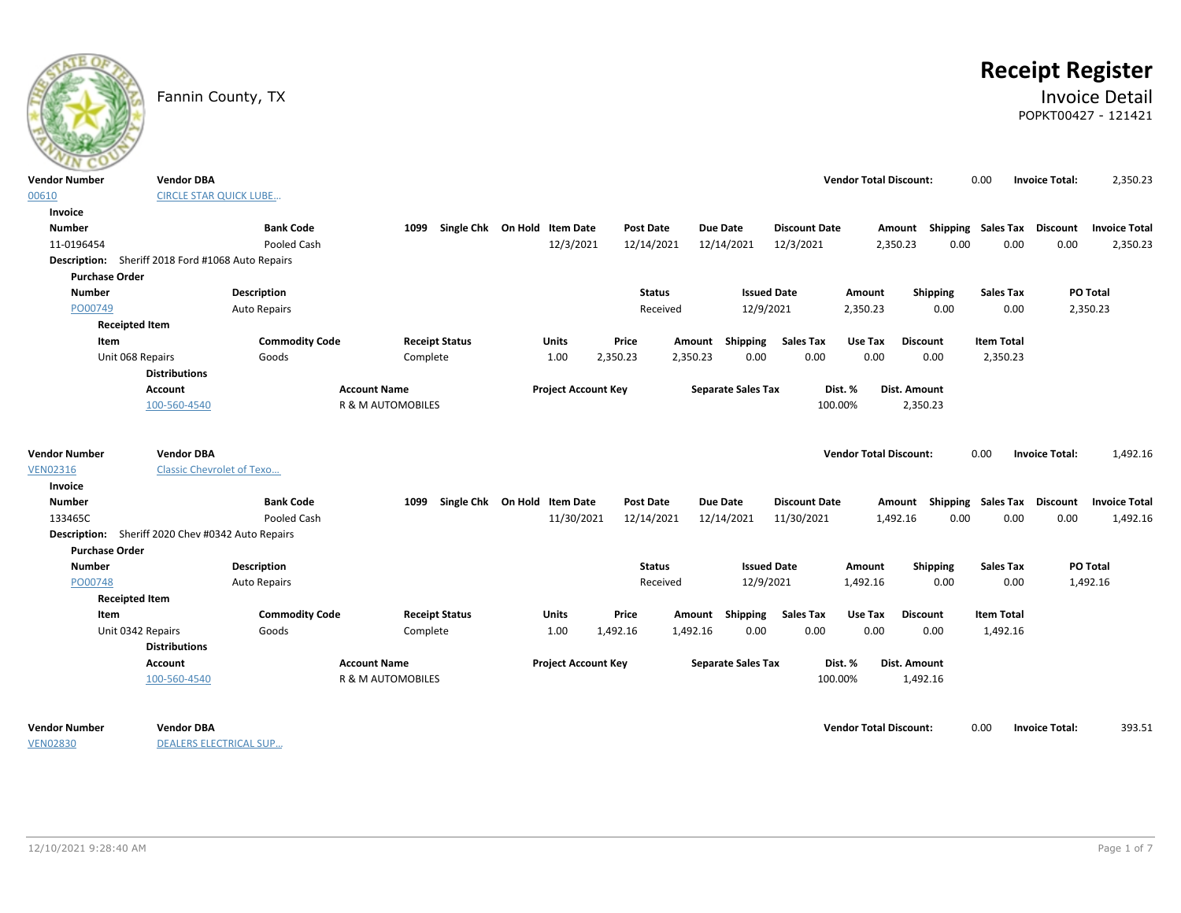# Receipt Register

Fannin County, TX

## Invoice Detail

POPKT00427 - 121421

| Vendor Number | Vendor DBA | Vendor Total Discount: | | Invoice Total: | |
|---|---|---|---|---|---|
| 00610 | CIRCLE STAR QUICK LUBE… | | 0.00 | | 2,350.23 |

**Invoice**

| Number | Bank Code | 1099 | Single Chk | On Hold | Item Date | Post Date | Due Date | Discount Date | Amount | Shipping | Sales Tax | Discount | Invoice Total |
|---|---|---|---|---|---|---|---|---|---|---|---|---|---|
| 11-0196454 | Pooled Cash | | | | 12/3/2021 | 12/14/2021 | 12/14/2021 | 12/3/2021 | 2,350.23 | 0.00 | 0.00 | 0.00 | 2,350.23 |

**Description:** Sheriff 2018 Ford #1068 Auto Repairs

**Purchase Order**

| Number | Description | Status | Issued Date | Amount | Shipping | Sales Tax | PO Total |
|---|---|---|---|---|---|---|---|
| PO00749 | Auto Repairs | Received | 12/9/2021 | 2,350.23 | 0.00 | 0.00 | 2,350.23 |

**Receipted Item**

| Item | Commodity Code | Receipt Status | Units | Price | Amount | Shipping | Sales Tax | Use Tax | Discount | Item Total |
|---|---|---|---|---|---|---|---|---|---|---|
| Unit 068 Repairs | Goods | Complete | 1.00 | 2,350.23 | 2,350.23 | 0.00 | 0.00 | 0.00 | 0.00 | 2,350.23 |

**Distributions**

| Account | Account Name | Project Account Key | Separate Sales Tax | Dist. % | Dist. Amount |
|---|---|---|---|---|---|
| 100-560-4540 | R & M AUTOMOBILES | | | 100.00% | 2,350.23 |

| Vendor Number | Vendor DBA | Vendor Total Discount: | | Invoice Total: | |
|---|---|---|---|---|---|
| VEN02316 | Classic Chevrolet of Texo… | | 0.00 | | 1,492.16 |

**Invoice**

| Number | Bank Code | 1099 | Single Chk | On Hold | Item Date | Post Date | Due Date | Discount Date | Amount | Shipping | Sales Tax | Discount | Invoice Total |
|---|---|---|---|---|---|---|---|---|---|---|---|---|---|
| 133465C | Pooled Cash | | | | 11/30/2021 | 12/14/2021 | 12/14/2021 | 11/30/2021 | 1,492.16 | 0.00 | 0.00 | 0.00 | 1,492.16 |

**Description:** Sheriff 2020 Chev #0342 Auto Repairs

**Purchase Order**

| Number | Description | Status | Issued Date | Amount | Shipping | Sales Tax | PO Total |
|---|---|---|---|---|---|---|---|
| PO00748 | Auto Repairs | Received | 12/9/2021 | 1,492.16 | 0.00 | 0.00 | 1,492.16 |

**Receipted Item**

| Item | Commodity Code | Receipt Status | Units | Price | Amount | Shipping | Sales Tax | Use Tax | Discount | Item Total |
|---|---|---|---|---|---|---|---|---|---|---|
| Unit 0342 Repairs | Goods | Complete | 1.00 | 1,492.16 | 1,492.16 | 0.00 | 0.00 | 0.00 | 0.00 | 1,492.16 |

**Distributions**

| Account | Account Name | Project Account Key | Separate Sales Tax | Dist. % | Dist. Amount |
|---|---|---|---|---|---|
| 100-560-4540 | R & M AUTOMOBILES | | | 100.00% | 1,492.16 |

| Vendor Number | Vendor DBA | Vendor Total Discount: | | Invoice Total: | |
|---|---|---|---|---|---|
| VEN02830 | DEALERS ELECTRICAL SUP… | | 0.00 | | 393.51 |

12/10/2021 9:28:40 AM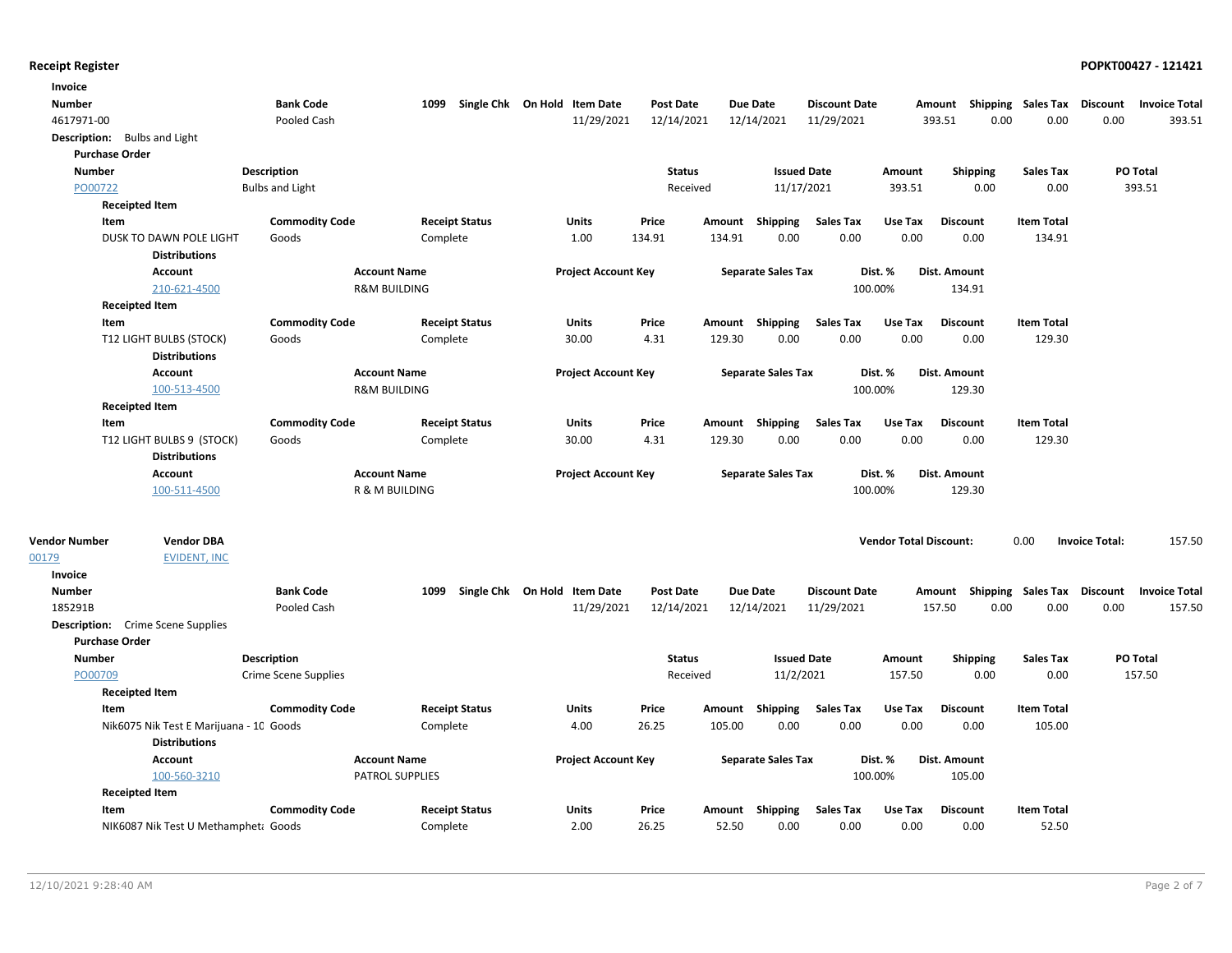**Receipt Register** **POPKT00427 - 121421**

**Invoice**

| Number | Bank Code | 1099 | Single Chk | On Hold | Item Date | Post Date | Due Date | Discount Date | Amount | Shipping | Sales Tax | Discount | Invoice Total |
|---|---|---|---|---|---|---|---|---|---|---|---|---|---|
| 4617971-00 | Pooled Cash | | | | 11/29/2021 | 12/14/2021 | 12/14/2021 | 11/29/2021 | 393.51 | 0.00 | 0.00 | 0.00 | 393.51 |

**Description:** Bulbs and Light

**Purchase Order**

| Number | Description | Status | Issued Date | Amount | Shipping | Sales Tax | PO Total |
|---|---|---|---|---|---|---|---|
| PO00722 | Bulbs and Light | Received | 11/17/2021 | 393.51 | 0.00 | 0.00 | 393.51 |

**Receipted Item**

| Item | Commodity Code | Receipt Status | Units | Price | Amount | Shipping | Sales Tax | Use Tax | Discount | Item Total |
|---|---|---|---|---|---|---|---|---|---|---|
| DUSK TO DAWN POLE LIGHT | Goods | Complete | 1.00 | 134.91 | 134.91 | 0.00 | 0.00 | 0.00 | 0.00 | 134.91 |

**Distributions**

| Account | Account Name | Project Account Key | Separate Sales Tax | Dist. % | Dist. Amount |
|---|---|---|---|---|---|
| 210-621-4500 | R&M BUILDING | | | 100.00% | 134.91 |

**Receipted Item**

| Item | Commodity Code | Receipt Status | Units | Price | Amount | Shipping | Sales Tax | Use Tax | Discount | Item Total |
|---|---|---|---|---|---|---|---|---|---|---|
| T12 LIGHT BULBS (STOCK) | Goods | Complete | 30.00 | 4.31 | 129.30 | 0.00 | 0.00 | 0.00 | 0.00 | 129.30 |

**Distributions**

| Account | Account Name | Project Account Key | Separate Sales Tax | Dist. % | Dist. Amount |
|---|---|---|---|---|---|
| 100-513-4500 | R&M BUILDING | | | 100.00% | 129.30 |

**Receipted Item**

| Item | Commodity Code | Receipt Status | Units | Price | Amount | Shipping | Sales Tax | Use Tax | Discount | Item Total |
|---|---|---|---|---|---|---|---|---|---|---|
| T12 LIGHT BULBS 9 (STOCK) | Goods | Complete | 30.00 | 4.31 | 129.30 | 0.00 | 0.00 | 0.00 | 0.00 | 129.30 |

**Distributions**

| Account | Account Name | Project Account Key | Separate Sales Tax | Dist. % | Dist. Amount |
|---|---|---|---|---|---|
| 100-511-4500 | R & M BUILDING | | | 100.00% | 129.30 |

| Vendor Number | Vendor DBA | Vendor Total Discount: | 0.00 | Invoice Total: | 157.50 |
|---|---|---|---|---|---|
| 00179 | EVIDENT, INC | | | | |

**Invoice**

| Number | Bank Code | 1099 | Single Chk | On Hold | Item Date | Post Date | Due Date | Discount Date | Amount | Shipping | Sales Tax | Discount | Invoice Total |
|---|---|---|---|---|---|---|---|---|---|---|---|---|---|
| 185291B | Pooled Cash | | | | 11/29/2021 | 12/14/2021 | 12/14/2021 | 11/29/2021 | 157.50 | 0.00 | 0.00 | 0.00 | 157.50 |

**Description:** Crime Scene Supplies

**Purchase Order**

| Number | Description | Status | Issued Date | Amount | Shipping | Sales Tax | PO Total |
|---|---|---|---|---|---|---|---|
| PO00709 | Crime Scene Supplies | Received | 11/2/2021 | 157.50 | 0.00 | 0.00 | 157.50 |

**Receipted Item**

| Item | Commodity Code | Receipt Status | Units | Price | Amount | Shipping | Sales Tax | Use Tax | Discount | Item Total |
|---|---|---|---|---|---|---|---|---|---|---|
| Nik6075 Nik Test E Marijuana - 10 | Goods | Complete | 4.00 | 26.25 | 105.00 | 0.00 | 0.00 | 0.00 | 0.00 | 105.00 |

**Distributions**

| Account | Account Name | Project Account Key | Separate Sales Tax | Dist. % | Dist. Amount |
|---|---|---|---|---|---|
| 100-560-3210 | PATROL SUPPLIES | | | 100.00% | 105.00 |

**Receipted Item**

| Item | Commodity Code | Receipt Status | Units | Price | Amount | Shipping | Sales Tax | Use Tax | Discount | Item Total |
|---|---|---|---|---|---|---|---|---|---|---|
| NIK6087 Nik Test U Methampheta | Goods | Complete | 2.00 | 26.25 | 52.50 | 0.00 | 0.00 | 0.00 | 0.00 | 52.50 |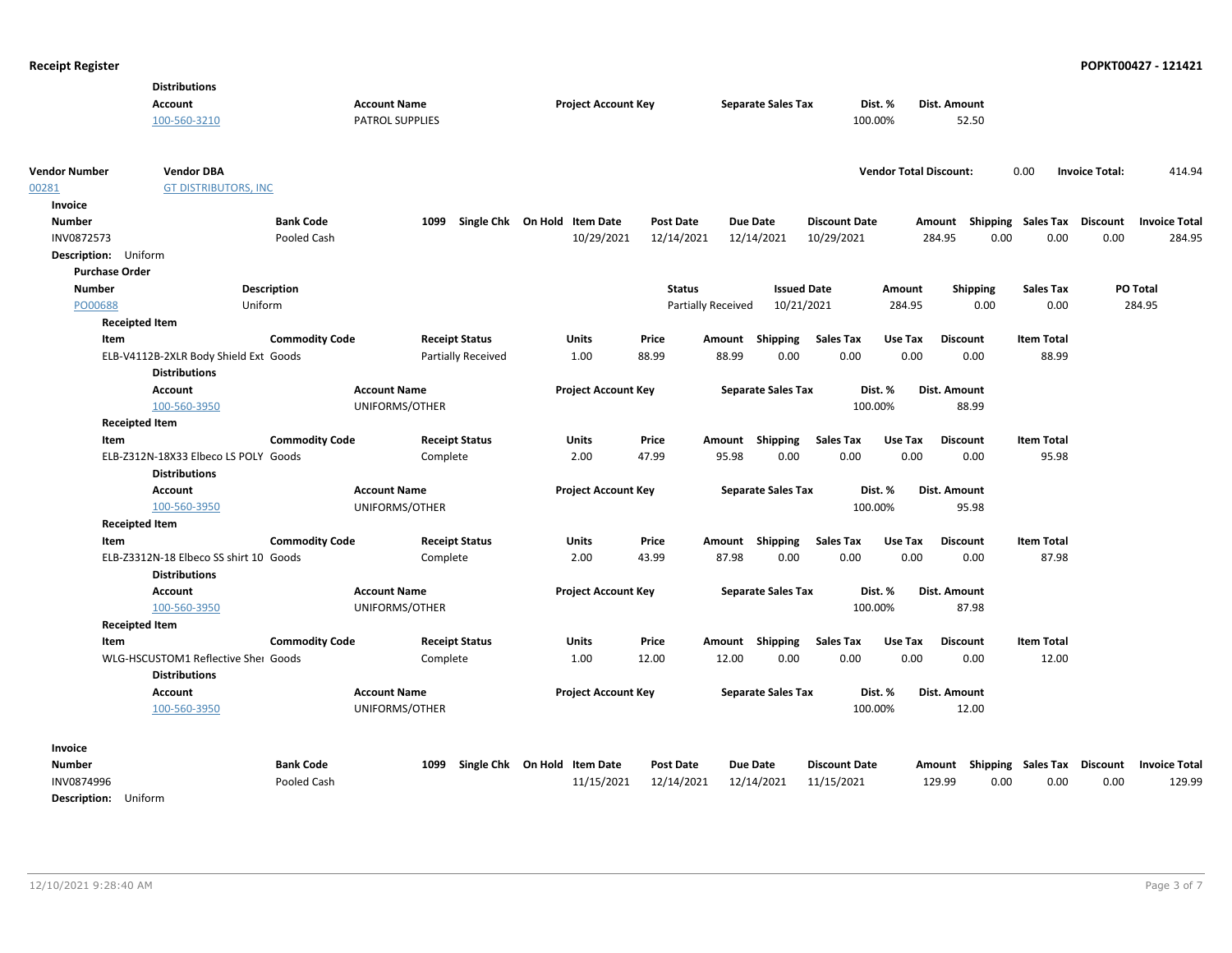**Distributions**

| Account | Account Name | Project Account Key | Separate Sales Tax | Dist. % | Dist. Amount |
|---|---|---|---|---|---|
| 100-560-3210 | PATROL SUPPLIES | | | 100.00% | 52.50 |

| Vendor Number | Vendor DBA | Vendor Total Discount: | 0.00 | Invoice Total: | 414.94 |
|---|---|---|---|---|---|
| 00281 | GT DISTRIBUTORS, INC | | | | |

**Invoice**

| Number | Bank Code | 1099 | Single Chk | On Hold | Item Date | Post Date | Due Date | Discount Date | Amount | Shipping | Sales Tax | Discount | Invoice Total |
|---|---|---|---|---|---|---|---|---|---|---|---|---|---|
| INV0872573 | Pooled Cash | | | | 10/29/2021 | 12/14/2021 | 12/14/2021 | 10/29/2021 | 284.95 | 0.00 | 0.00 | 0.00 | 284.95 |

**Description:** Uniform

**Purchase Order**

| Number | Description | Status | Issued Date | Amount | Shipping | Sales Tax | PO Total |
|---|---|---|---|---|---|---|---|
| PO00688 | Uniform | Partially Received | 10/21/2021 | 284.95 | 0.00 | 0.00 | 284.95 |

**Receipted Item**

| Item | Commodity Code | Receipt Status | Units | Price | Amount | Shipping | Sales Tax | Use Tax | Discount | Item Total |
|---|---|---|---|---|---|---|---|---|---|---|
| ELB-V4112B-2XLR Body Shield Ext | Goods | Partially Received | 1.00 | 88.99 | 88.99 | 0.00 | 0.00 | 0.00 | 0.00 | 88.99 |

**Distributions**

| Account | Account Name | Project Account Key | Separate Sales Tax | Dist. % | Dist. Amount |
|---|---|---|---|---|---|
| 100-560-3950 | UNIFORMS/OTHER | | | 100.00% | 88.99 |

**Receipted Item**

| Item | Commodity Code | Receipt Status | Units | Price | Amount | Shipping | Sales Tax | Use Tax | Discount | Item Total |
|---|---|---|---|---|---|---|---|---|---|---|
| ELB-Z312N-18X33 Elbeco LS POLY | Goods | Complete | 2.00 | 47.99 | 95.98 | 0.00 | 0.00 | 0.00 | 0.00 | 95.98 |

**Distributions**

| Account | Account Name | Project Account Key | Separate Sales Tax | Dist. % | Dist. Amount |
|---|---|---|---|---|---|
| 100-560-3950 | UNIFORMS/OTHER | | | 100.00% | 95.98 |

**Receipted Item**

| Item | Commodity Code | Receipt Status | Units | Price | Amount | Shipping | Sales Tax | Use Tax | Discount | Item Total |
|---|---|---|---|---|---|---|---|---|---|---|
| ELB-Z3312N-18 Elbeco SS shirt 10 | Goods | Complete | 2.00 | 43.99 | 87.98 | 0.00 | 0.00 | 0.00 | 0.00 | 87.98 |

**Distributions**

| Account | Account Name | Project Account Key | Separate Sales Tax | Dist. % | Dist. Amount |
|---|---|---|---|---|---|
| 100-560-3950 | UNIFORMS/OTHER | | | 100.00% | 87.98 |

**Receipted Item**

| Item | Commodity Code | Receipt Status | Units | Price | Amount | Shipping | Sales Tax | Use Tax | Discount | Item Total |
|---|---|---|---|---|---|---|---|---|---|---|
| WLG-HSCUSTOM1 Reflective Sher | Goods | Complete | 1.00 | 12.00 | 12.00 | 0.00 | 0.00 | 0.00 | 0.00 | 12.00 |

**Distributions**

| Account | Account Name | Project Account Key | Separate Sales Tax | Dist. % | Dist. Amount |
|---|---|---|---|---|---|
| 100-560-3950 | UNIFORMS/OTHER | | | 100.00% | 12.00 |

**Invoice**

| Number | Bank Code | 1099 | Single Chk | On Hold | Item Date | Post Date | Due Date | Discount Date | Amount | Shipping | Sales Tax | Discount | Invoice Total |
|---|---|---|---|---|---|---|---|---|---|---|---|---|---|
| INV0874996 | Pooled Cash | | | | 11/15/2021 | 12/14/2021 | 12/14/2021 | 11/15/2021 | 129.99 | 0.00 | 0.00 | 0.00 | 129.99 |

**Description:** Uniform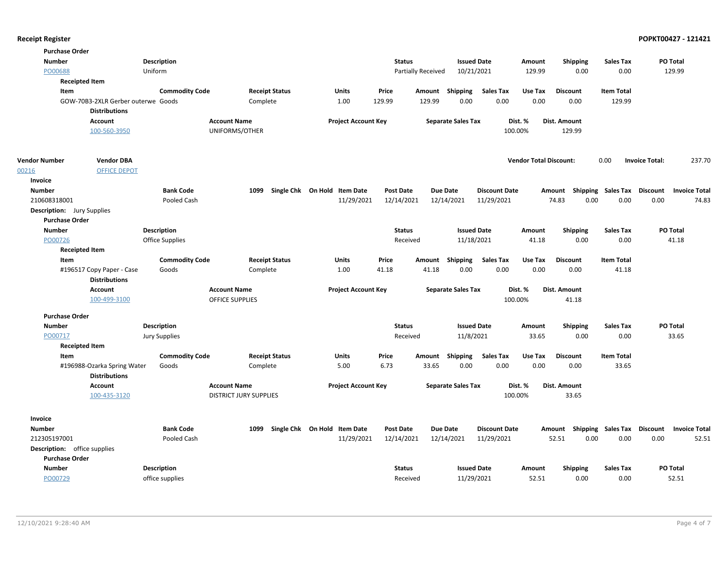**Purchase Order**

| Number | Description | Status | Issued Date | Amount | Shipping | Sales Tax | PO Total |
|---|---|---|---|---|---|---|---|
| PO00688 | Uniform | Partially Received | 10/21/2021 | 129.99 | 0.00 | 0.00 | 129.99 |

**Receipted Item**

| Item | Commodity Code | Receipt Status | Units | Price | Amount | Shipping | Sales Tax | Use Tax | Discount | Item Total |
|---|---|---|---|---|---|---|---|---|---|---|
| GOW-70B3-2XLR Gerber outerwe | Goods | Complete | 1.00 | 129.99 | 129.99 | 0.00 | 0.00 | 0.00 | 0.00 | 129.99 |

**Distributions**

| Account | Account Name | Project Account Key | Separate Sales Tax | Dist. % | Dist. Amount |
|---|---|---|---|---|---|
| 100-560-3950 | UNIFORMS/OTHER | | | 100.00% | 129.99 |

| Vendor Number | Vendor DBA | Vendor Total Discount: | 0.00 | Invoice Total: | 237.70 |
|---|---|---|---|---|---|
| 00216 | OFFICE DEPOT | | | | |

**Invoice**

| Number | Bank Code | 1099 | Single Chk | On Hold | Item Date | Post Date | Due Date | Discount Date | Amount | Shipping | Sales Tax | Discount | Invoice Total |
|---|---|---|---|---|---|---|---|---|---|---|---|---|---|
| 210608318001 | Pooled Cash | | | | 11/29/2021 | 12/14/2021 | 12/14/2021 | 11/29/2021 | 74.83 | 0.00 | 0.00 | 0.00 | 74.83 |

**Description:** Jury Supplies

**Purchase Order**

| Number | Description | Status | Issued Date | Amount | Shipping | Sales Tax | PO Total |
|---|---|---|---|---|---|---|---|
| PO00726 | Office Supplies | Received | 11/18/2021 | 41.18 | 0.00 | 0.00 | 41.18 |

**Receipted Item**

| Item | Commodity Code | Receipt Status | Units | Price | Amount | Shipping | Sales Tax | Use Tax | Discount | Item Total |
|---|---|---|---|---|---|---|---|---|---|---|
| #196517 Copy Paper - Case | Goods | Complete | 1.00 | 41.18 | 41.18 | 0.00 | 0.00 | 0.00 | 0.00 | 41.18 |

**Distributions**

| Account | Account Name | Project Account Key | Separate Sales Tax | Dist. % | Dist. Amount |
|---|---|---|---|---|---|
| 100-499-3100 | OFFICE SUPPLIES | | | 100.00% | 41.18 |

**Purchase Order**

| Number | Description | Status | Issued Date | Amount | Shipping | Sales Tax | PO Total |
|---|---|---|---|---|---|---|---|
| PO00717 | Jury Supplies | Received | 11/8/2021 | 33.65 | 0.00 | 0.00 | 33.65 |

**Receipted Item**

| Item | Commodity Code | Receipt Status | Units | Price | Amount | Shipping | Sales Tax | Use Tax | Discount | Item Total |
|---|---|---|---|---|---|---|---|---|---|---|
| #196988-Ozarka Spring Water | Goods | Complete | 5.00 | 6.73 | 33.65 | 0.00 | 0.00 | 0.00 | 0.00 | 33.65 |

**Distributions**

| Account | Account Name | Project Account Key | Separate Sales Tax | Dist. % | Dist. Amount |
|---|---|---|---|---|---|
| 100-435-3120 | DISTRICT JURY SUPPLIES | | | 100.00% | 33.65 |

**Invoice**

| Number | Bank Code | 1099 | Single Chk | On Hold | Item Date | Post Date | Due Date | Discount Date | Amount | Shipping | Sales Tax | Discount | Invoice Total |
|---|---|---|---|---|---|---|---|---|---|---|---|---|---|
| 212305197001 | Pooled Cash | | | | 11/29/2021 | 12/14/2021 | 12/14/2021 | 11/29/2021 | 52.51 | 0.00 | 0.00 | 0.00 | 52.51 |

**Description:** office supplies

**Purchase Order**

| Number | Description | Status | Issued Date | Amount | Shipping | Sales Tax | PO Total |
|---|---|---|---|---|---|---|---|
| PO00729 | office supplies | Received | 11/29/2021 | 52.51 | 0.00 | 0.00 | 52.51 |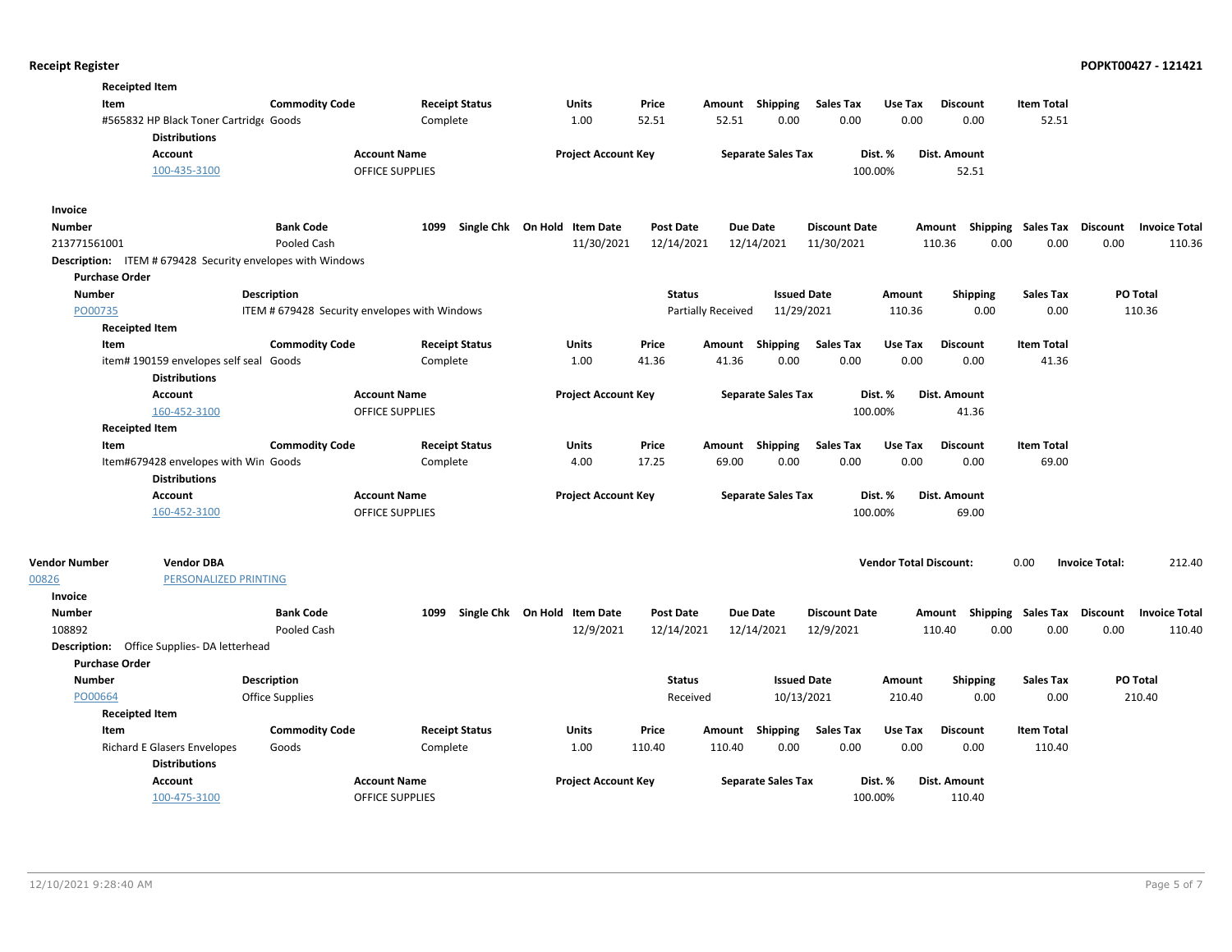**Receipt Register** POPKT00427 - 121421

**Receipted Item**

| Item | Commodity Code | Receipt Status | Units | Price | Amount | Shipping | Sales Tax | Use Tax | Discount | Item Total |
|---|---|---|---|---|---|---|---|---|---|---|
| #565832 HP Black Toner Cartridge | Goods | Complete | 1.00 | 52.51 | 52.51 | 0.00 | 0.00 | 0.00 | 0.00 | 52.51 |

**Distributions**

| Account | Account Name | Project Account Key | Separate Sales Tax | Dist. % | Dist. Amount |
|---|---|---|---|---|---|
| 100-435-3100 | OFFICE SUPPLIES | | | 100.00% | 52.51 |

**Invoice**

| Number | Bank Code | 1099 | Single Chk | On Hold | Item Date | Post Date | Due Date | Discount Date | Amount | Shipping | Sales Tax | Discount | Invoice Total |
|---|---|---|---|---|---|---|---|---|---|---|---|---|---|
| 213771561001 | Pooled Cash | | | | 11/30/2021 | 12/14/2021 | 12/14/2021 | 11/30/2021 | 110.36 | 0.00 | 0.00 | 0.00 | 110.36 |

**Description:** ITEM # 679428 Security envelopes with Windows

**Purchase Order**

| Number | Description | Status | Issued Date | Amount | Shipping | Sales Tax | PO Total |
|---|---|---|---|---|---|---|---|
| PO00735 | ITEM # 679428 Security envelopes with Windows | Partially Received | 11/29/2021 | 110.36 | 0.00 | 0.00 | 110.36 |

**Receipted Item**

| Item | Commodity Code | Receipt Status | Units | Price | Amount | Shipping | Sales Tax | Use Tax | Discount | Item Total |
|---|---|---|---|---|---|---|---|---|---|---|
| item# 190159 envelopes self seal | Goods | Complete | 1.00 | 41.36 | 41.36 | 0.00 | 0.00 | 0.00 | 0.00 | 41.36 |

**Distributions**

| Account | Account Name | Project Account Key | Separate Sales Tax | Dist. % | Dist. Amount |
|---|---|---|---|---|---|
| 160-452-3100 | OFFICE SUPPLIES | | | 100.00% | 41.36 |

**Receipted Item**

| Item | Commodity Code | Receipt Status | Units | Price | Amount | Shipping | Sales Tax | Use Tax | Discount | Item Total |
|---|---|---|---|---|---|---|---|---|---|---|
| Item#679428 envelopes with Win | Goods | Complete | 4.00 | 17.25 | 69.00 | 0.00 | 0.00 | 0.00 | 0.00 | 69.00 |

**Distributions**

| Account | Account Name | Project Account Key | Separate Sales Tax | Dist. % | Dist. Amount |
|---|---|---|---|---|---|
| 160-452-3100 | OFFICE SUPPLIES | | | 100.00% | 69.00 |

| Vendor Number | Vendor DBA | Vendor Total Discount: | Invoice Total: |
|---|---|---|---|
| 00826 | PERSONALIZED PRINTING | 0.00 | 212.40 |

**Invoice**

| Number | Bank Code | 1099 | Single Chk | On Hold | Item Date | Post Date | Due Date | Discount Date | Amount | Shipping | Sales Tax | Discount | Invoice Total |
|---|---|---|---|---|---|---|---|---|---|---|---|---|---|
| 108892 | Pooled Cash | | | | 12/9/2021 | 12/14/2021 | 12/14/2021 | 12/9/2021 | 110.40 | 0.00 | 0.00 | 0.00 | 110.40 |

**Description:** Office Supplies- DA letterhead

**Purchase Order**

| Number | Description | Status | Issued Date | Amount | Shipping | Sales Tax | PO Total |
|---|---|---|---|---|---|---|---|
| PO00664 | Office Supplies | Received | 10/13/2021 | 210.40 | 0.00 | 0.00 | 210.40 |

**Receipted Item**

| Item | Commodity Code | Receipt Status | Units | Price | Amount | Shipping | Sales Tax | Use Tax | Discount | Item Total |
|---|---|---|---|---|---|---|---|---|---|---|
| Richard E Glasers Envelopes | Goods | Complete | 1.00 | 110.40 | 110.40 | 0.00 | 0.00 | 0.00 | 0.00 | 110.40 |

**Distributions**

| Account | Account Name | Project Account Key | Separate Sales Tax | Dist. % | Dist. Amount |
|---|---|---|---|---|---|
| 100-475-3100 | OFFICE SUPPLIES | | | 100.00% | 110.40 |

12/10/2021 9:28:40 AM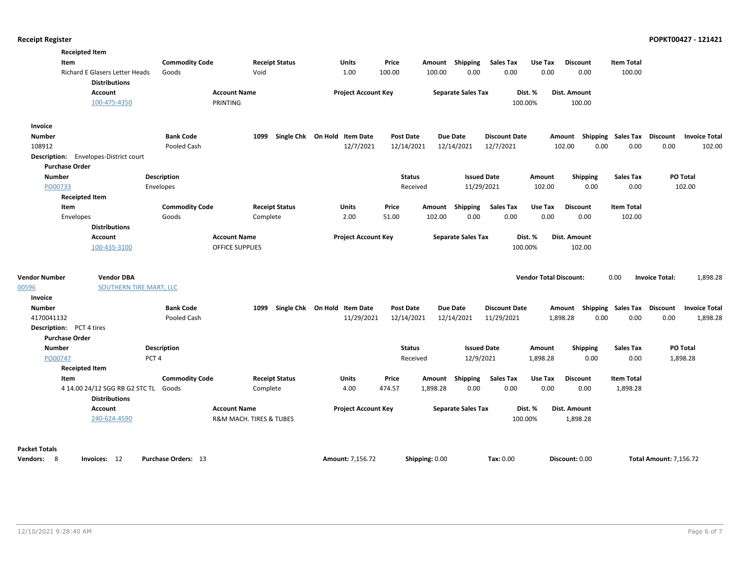## Receipt Register

**Receipted Item**

| Item | Commodity Code | Receipt Status | Units | Price | Amount | Shipping | Sales Tax | Use Tax | Discount | Item Total |
|---|---|---|---|---|---|---|---|---|---|---|
| Richard E Glasers Letter Heads | Goods | Void | 1.00 | 100.00 | 100.00 | 0.00 | 0.00 | 0.00 | 0.00 | 100.00 |

**Distributions**

| Account | Account Name | Project Account Key | Separate Sales Tax | Dist. % | Dist. Amount |
|---|---|---|---|---|---|
| 100-475-4350 | PRINTING | | | 100.00% | 100.00 |

**Invoice**

| Number | Bank Code | 1099 | Single Chk | On Hold | Item Date | Post Date | Due Date | Discount Date | Amount | Shipping | Sales Tax | Discount | Invoice Total |
|---|---|---|---|---|---|---|---|---|---|---|---|---|---|
| 108912 | Pooled Cash | | | | 12/7/2021 | 12/14/2021 | 12/14/2021 | 12/7/2021 | 102.00 | 0.00 | 0.00 | 0.00 | 102.00 |

**Description:** Envelopes-District court

**Purchase Order**

| Number | Description | Status | Issued Date | Amount | Shipping | Sales Tax | PO Total |
|---|---|---|---|---|---|---|---|
| PO00733 | Envelopes | Received | 11/29/2021 | 102.00 | 0.00 | 0.00 | 102.00 |

**Receipted Item**

| Item | Commodity Code | Receipt Status | Units | Price | Amount | Shipping | Sales Tax | Use Tax | Discount | Item Total |
|---|---|---|---|---|---|---|---|---|---|---|
| Envelopes | Goods | Complete | 2.00 | 51.00 | 102.00 | 0.00 | 0.00 | 0.00 | 0.00 | 102.00 |

**Distributions**

| Account | Account Name | Project Account Key | Separate Sales Tax | Dist. % | Dist. Amount |
|---|---|---|---|---|---|
| 100-435-3100 | OFFICE SUPPLIES | | | 100.00% | 102.00 |

| Vendor Number | Vendor DBA | Vendor Total Discount: | Invoice Total: |
|---|---|---|---|
| 00596 | SOUTHERN TIRE MART, LLC | 0.00 | 1,898.28 |

**Invoice**

| Number | Bank Code | 1099 | Single Chk | On Hold | Item Date | Post Date | Due Date | Discount Date | Amount | Shipping | Sales Tax | Discount | Invoice Total |
|---|---|---|---|---|---|---|---|---|---|---|---|---|---|
| 4170041132 | Pooled Cash | | | | 11/29/2021 | 12/14/2021 | 12/14/2021 | 11/29/2021 | 1,898.28 | 0.00 | 0.00 | 0.00 | 1,898.28 |

**Description:** PCT 4 tires

**Purchase Order**

| Number | Description | Status | Issued Date | Amount | Shipping | Sales Tax | PO Total |
|---|---|---|---|---|---|---|---|
| PO00747 | PCT 4 | Received | 12/9/2021 | 1,898.28 | 0.00 | 0.00 | 1,898.28 |

**Receipted Item**

| Item | Commodity Code | Receipt Status | Units | Price | Amount | Shipping | Sales Tax | Use Tax | Discount | Item Total |
|---|---|---|---|---|---|---|---|---|---|---|
| 4 14.00 24/12 SGG RB G2 STC TL | Goods | Complete | 4.00 | 474.57 | 1,898.28 | 0.00 | 0.00 | 0.00 | 0.00 | 1,898.28 |

**Distributions**

| Account | Account Name | Project Account Key | Separate Sales Tax | Dist. % | Dist. Amount |
|---|---|---|---|---|---|
| 240-624-4590 | R&M MACH. TIRES & TUBES | | | 100.00% | 1,898.28 |

**Packet Totals**

| Vendors: | Invoices: | Purchase Orders: | Amount: | Shipping: | Tax: | Discount: | Total Amount: |
|---|---|---|---|---|---|---|---|
| 8 | 12 | 13 | 7,156.72 | 0.00 | 0.00 | 0.00 | 7,156.72 |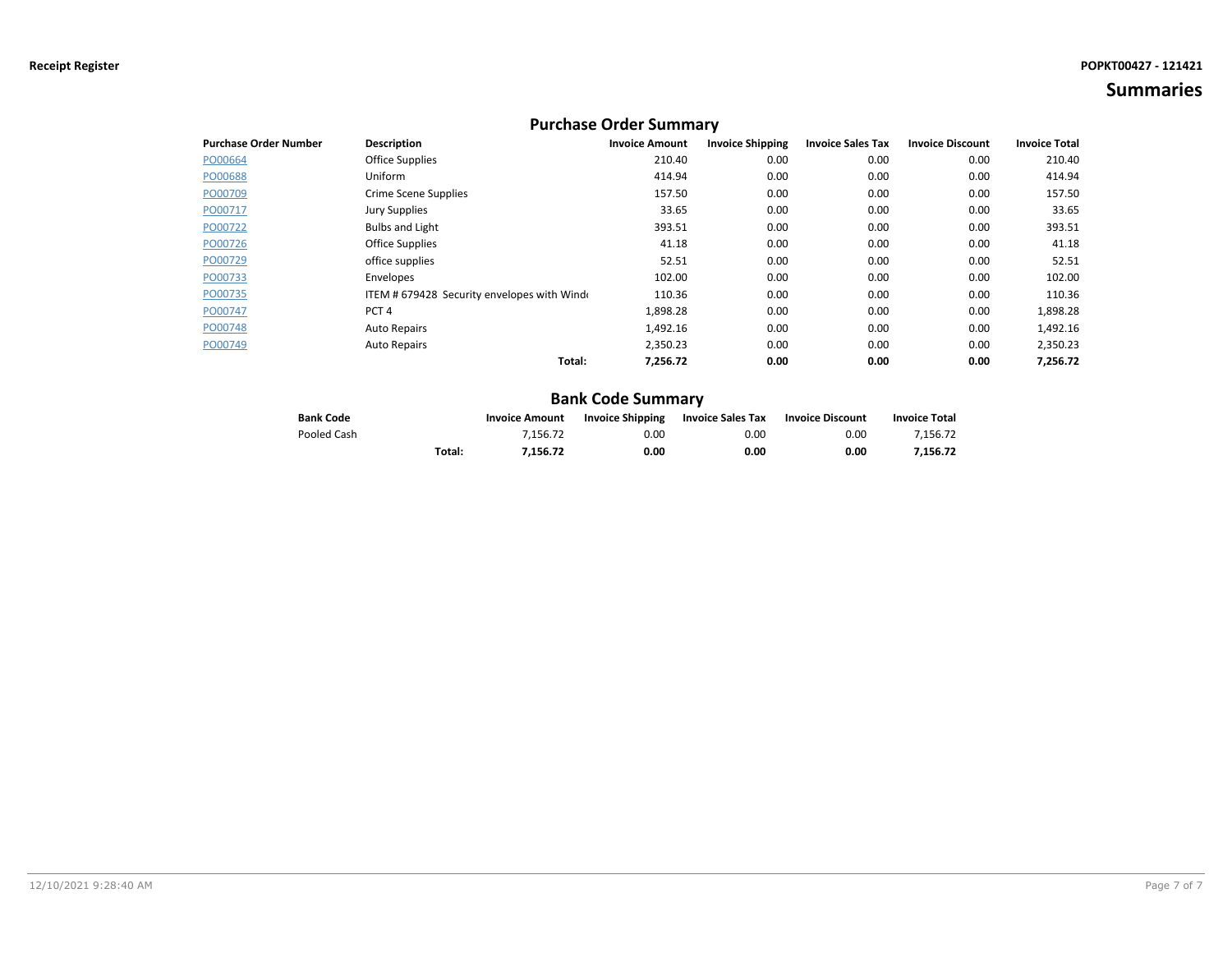**Receipt Register**

**POPKT00427 - 121421**

# Summaries

## Purchase Order Summary

| Purchase Order Number | Description | Invoice Amount | Invoice Shipping | Invoice Sales Tax | Invoice Discount | Invoice Total |
|---|---|---|---|---|---|---|
| PO00664 | Office Supplies | 210.40 | 0.00 | 0.00 | 0.00 | 210.40 |
| PO00688 | Uniform | 414.94 | 0.00 | 0.00 | 0.00 | 414.94 |
| PO00709 | Crime Scene Supplies | 157.50 | 0.00 | 0.00 | 0.00 | 157.50 |
| PO00717 | Jury Supplies | 33.65 | 0.00 | 0.00 | 0.00 | 33.65 |
| PO00722 | Bulbs and Light | 393.51 | 0.00 | 0.00 | 0.00 | 393.51 |
| PO00726 | Office Supplies | 41.18 | 0.00 | 0.00 | 0.00 | 41.18 |
| PO00729 | office supplies | 52.51 | 0.00 | 0.00 | 0.00 | 52.51 |
| PO00733 | Envelopes | 102.00 | 0.00 | 0.00 | 0.00 | 102.00 |
| PO00735 | ITEM # 679428 Security envelopes with Windo | 110.36 | 0.00 | 0.00 | 0.00 | 110.36 |
| PO00747 | PCT 4 | 1,898.28 | 0.00 | 0.00 | 0.00 | 1,898.28 |
| PO00748 | Auto Repairs | 1,492.16 | 0.00 | 0.00 | 0.00 | 1,492.16 |
| PO00749 | Auto Repairs | 2,350.23 | 0.00 | 0.00 | 0.00 | 2,350.23 |
| | **Total:** | **7,256.72** | **0.00** | **0.00** | **0.00** | **7,256.72** |

## Bank Code Summary

| Bank Code | | Invoice Amount | Invoice Shipping | Invoice Sales Tax | Invoice Discount | Invoice Total |
|---|---|---|---|---|---|---|
| Pooled Cash | | 7,156.72 | 0.00 | 0.00 | 0.00 | 7,156.72 |
| | **Total:** | **7,156.72** | **0.00** | **0.00** | **0.00** | **7,156.72** |

12/10/2021 9:28:40 AM